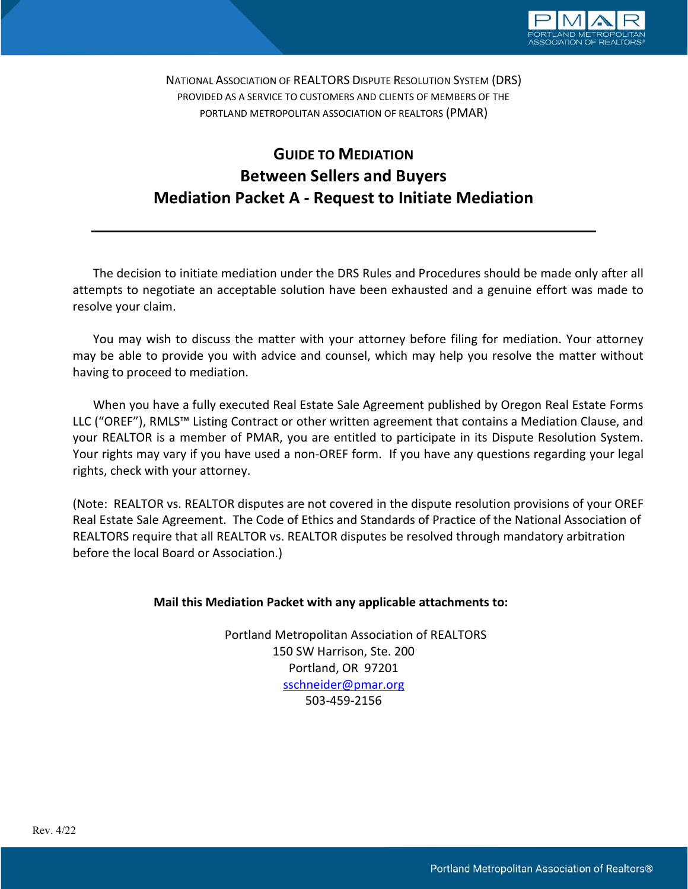NATIONAL ASSOCIATION OF REALTORS DISPUTE RESOLUTION SYSTEM (DRS)
PROVIDED AS A SERVICE TO CUSTOMERS AND CLIENTS OF MEMBERS OF THE
PORTLAND METROPOLITAN ASSOCIATION OF REALTORS (PMAR)

# GUIDE TO MEDIATION
## Between Sellers and Buyers
## Mediation Packet A - Request to Initiate Mediation

---

The decision to initiate mediation under the DRS Rules and Procedures should be made only after all attempts to negotiate an acceptable solution have been exhausted and a genuine effort was made to resolve your claim.

You may wish to discuss the matter with your attorney before filing for mediation. Your attorney may be able to provide you with advice and counsel, which may help you resolve the matter without having to proceed to mediation.

When you have a fully executed Real Estate Sale Agreement published by Oregon Real Estate Forms LLC ("OREF"), RMLS™ Listing Contract or other written agreement that contains a Mediation Clause, and your REALTOR is a member of PMAR, you are entitled to participate in its Dispute Resolution System. Your rights may vary if you have used a non-OREF form. If you have any questions regarding your legal rights, check with your attorney.

(Note: REALTOR vs. REALTOR disputes are not covered in the dispute resolution provisions of your OREF Real Estate Sale Agreement. The Code of Ethics and Standards of Practice of the National Association of REALTORS require that all REALTOR vs. REALTOR disputes be resolved through mandatory arbitration before the local Board or Association.)

**Mail this Mediation Packet with any applicable attachments to:**

Portland Metropolitan Association of REALTORS
150 SW Harrison, Ste. 200
Portland, OR 97201
sschneider@pmar.org
503-459-2156

Rev. 4/22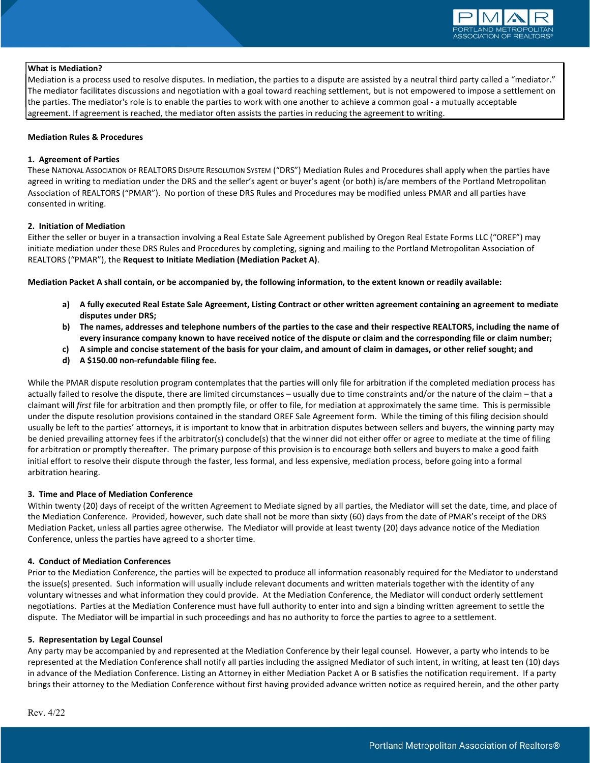**What is Mediation?**

Mediation is a process used to resolve disputes. In mediation, the parties to a dispute are assisted by a neutral third party called a "mediator." The mediator facilitates discussions and negotiation with a goal toward reaching settlement, but is not empowered to impose a settlement on the parties. The mediator's role is to enable the parties to work with one another to achieve a common goal - a mutually acceptable agreement. If agreement is reached, the mediator often assists the parties in reducing the agreement to writing.

**Mediation Rules & Procedures**

**1. Agreement of Parties**

These NATIONAL ASSOCIATION OF REALTORS DISPUTE RESOLUTION SYSTEM ("DRS") Mediation Rules and Procedures shall apply when the parties have agreed in writing to mediation under the DRS and the seller's agent or buyer's agent (or both) is/are members of the Portland Metropolitan Association of REALTORS ("PMAR"). No portion of these DRS Rules and Procedures may be modified unless PMAR and all parties have consented in writing.

**2. Initiation of Mediation**

Either the seller or buyer in a transaction involving a Real Estate Sale Agreement published by Oregon Real Estate Forms LLC ("OREF") may initiate mediation under these DRS Rules and Procedures by completing, signing and mailing to the Portland Metropolitan Association of REALTORS ("PMAR"), the **Request to Initiate Mediation (Mediation Packet A)**.

**Mediation Packet A shall contain, or be accompanied by, the following information, to the extent known or readily available:**

- **a) A fully executed Real Estate Sale Agreement, Listing Contract or other written agreement containing an agreement to mediate disputes under DRS;**
- **b) The names, addresses and telephone numbers of the parties to the case and their respective REALTORS, including the name of every insurance company known to have received notice of the dispute or claim and the corresponding file or claim number;**
- **c) A simple and concise statement of the basis for your claim, and amount of claim in damages, or other relief sought; and**
- **d) A $150.00 non-refundable filing fee.**

While the PMAR dispute resolution program contemplates that the parties will only file for arbitration if the completed mediation process has actually failed to resolve the dispute, there are limited circumstances – usually due to time constraints and/or the nature of the claim – that a claimant will *first* file for arbitration and then promptly file, or offer to file, for mediation at approximately the same time. This is permissible under the dispute resolution provisions contained in the standard OREF Sale Agreement form. While the timing of this filing decision should usually be left to the parties' attorneys, it is important to know that in arbitration disputes between sellers and buyers, the winning party may be denied prevailing attorney fees if the arbitrator(s) conclude(s) that the winner did not either offer or agree to mediate at the time of filing for arbitration or promptly thereafter. The primary purpose of this provision is to encourage both sellers and buyers to make a good faith initial effort to resolve their dispute through the faster, less formal, and less expensive, mediation process, before going into a formal arbitration hearing.

**3. Time and Place of Mediation Conference**

Within twenty (20) days of receipt of the written Agreement to Mediate signed by all parties, the Mediator will set the date, time, and place of the Mediation Conference. Provided, however, such date shall not be more than sixty (60) days from the date of PMAR's receipt of the DRS Mediation Packet, unless all parties agree otherwise. The Mediator will provide at least twenty (20) days advance notice of the Mediation Conference, unless the parties have agreed to a shorter time.

**4. Conduct of Mediation Conferences**

Prior to the Mediation Conference, the parties will be expected to produce all information reasonably required for the Mediator to understand the issue(s) presented. Such information will usually include relevant documents and written materials together with the identity of any voluntary witnesses and what information they could provide. At the Mediation Conference, the Mediator will conduct orderly settlement negotiations. Parties at the Mediation Conference must have full authority to enter into and sign a binding written agreement to settle the dispute. The Mediator will be impartial in such proceedings and has no authority to force the parties to agree to a settlement.

**5. Representation by Legal Counsel**

Any party may be accompanied by and represented at the Mediation Conference by their legal counsel. However, a party who intends to be represented at the Mediation Conference shall notify all parties including the assigned Mediator of such intent, in writing, at least ten (10) days in advance of the Mediation Conference. Listing an Attorney in either Mediation Packet A or B satisfies the notification requirement. If a party brings their attorney to the Mediation Conference without first having provided advance written notice as required herein, and the other party

Rev. 4/22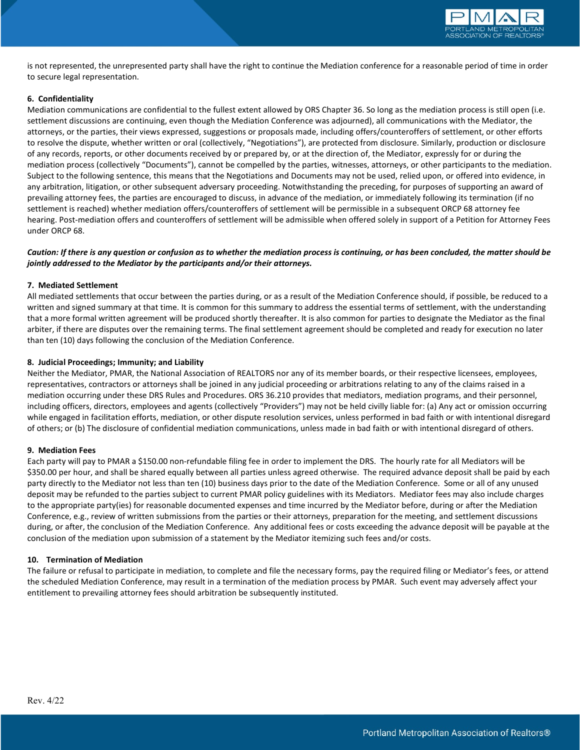is not represented, the unrepresented party shall have the right to continue the Mediation conference for a reasonable period of time in order to secure legal representation.

**6. Confidentiality**
Mediation communications are confidential to the fullest extent allowed by ORS Chapter 36. So long as the mediation process is still open (i.e. settlement discussions are continuing, even though the Mediation Conference was adjourned), all communications with the Mediator, the attorneys, or the parties, their views expressed, suggestions or proposals made, including offers/counteroffers of settlement, or other efforts to resolve the dispute, whether written or oral (collectively, "Negotiations"), are protected from disclosure. Similarly, production or disclosure of any records, reports, or other documents received by or prepared by, or at the direction of, the Mediator, expressly for or during the mediation process (collectively "Documents"), cannot be compelled by the parties, witnesses, attorneys, or other participants to the mediation. Subject to the following sentence, this means that the Negotiations and Documents may not be used, relied upon, or offered into evidence, in any arbitration, litigation, or other subsequent adversary proceeding. Notwithstanding the preceding, for purposes of supporting an award of prevailing attorney fees, the parties are encouraged to discuss, in advance of the mediation, or immediately following its termination (if no settlement is reached) whether mediation offers/counteroffers of settlement will be permissible in a subsequent ORCP 68 attorney fee hearing. Post-mediation offers and counteroffers of settlement will be admissible when offered solely in support of a Petition for Attorney Fees under ORCP 68.

***Caution: If there is any question or confusion as to whether the mediation process is continuing, or has been concluded, the matter should be jointly addressed to the Mediator by the participants and/or their attorneys.***

**7. Mediated Settlement**
All mediated settlements that occur between the parties during, or as a result of the Mediation Conference should, if possible, be reduced to a written and signed summary at that time. It is common for this summary to address the essential terms of settlement, with the understanding that a more formal written agreement will be produced shortly thereafter. It is also common for parties to designate the Mediator as the final arbiter, if there are disputes over the remaining terms. The final settlement agreement should be completed and ready for execution no later than ten (10) days following the conclusion of the Mediation Conference.

**8. Judicial Proceedings; Immunity; and Liability**
Neither the Mediator, PMAR, the National Association of REALTORS nor any of its member boards, or their respective licensees, employees, representatives, contractors or attorneys shall be joined in any judicial proceeding or arbitrations relating to any of the claims raised in a mediation occurring under these DRS Rules and Procedures. ORS 36.210 provides that mediators, mediation programs, and their personnel, including officers, directors, employees and agents (collectively "Providers") may not be held civilly liable for: (a) Any act or omission occurring while engaged in facilitation efforts, mediation, or other dispute resolution services, unless performed in bad faith or with intentional disregard of others; or (b) The disclosure of confidential mediation communications, unless made in bad faith or with intentional disregard of others.

**9. Mediation Fees**
Each party will pay to PMAR a $150.00 non-refundable filing fee in order to implement the DRS. The hourly rate for all Mediators will be $350.00 per hour, and shall be shared equally between all parties unless agreed otherwise. The required advance deposit shall be paid by each party directly to the Mediator not less than ten (10) business days prior to the date of the Mediation Conference. Some or all of any unused deposit may be refunded to the parties subject to current PMAR policy guidelines with its Mediators. Mediator fees may also include charges to the appropriate party(ies) for reasonable documented expenses and time incurred by the Mediator before, during or after the Mediation Conference, e.g., review of written submissions from the parties or their attorneys, preparation for the meeting, and settlement discussions during, or after, the conclusion of the Mediation Conference. Any additional fees or costs exceeding the advance deposit will be payable at the conclusion of the mediation upon submission of a statement by the Mediator itemizing such fees and/or costs.

**10. Termination of Mediation**
The failure or refusal to participate in mediation, to complete and file the necessary forms, pay the required filing or Mediator's fees, or attend the scheduled Mediation Conference, may result in a termination of the mediation process by PMAR. Such event may adversely affect your entitlement to prevailing attorney fees should arbitration be subsequently instituted.

Rev. 4/22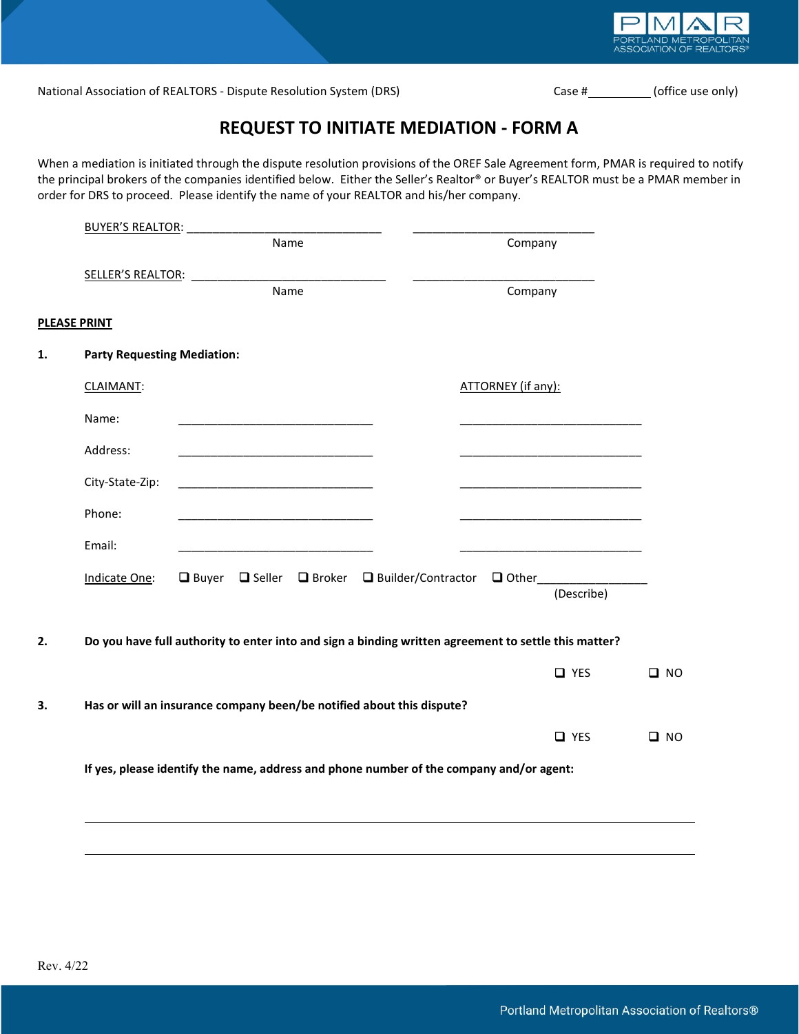National Association of REALTORS - Dispute Resolution System (DRS) Case #__________ (office use only)

# REQUEST TO INITIATE MEDIATION - FORM A

When a mediation is initiated through the dispute resolution provisions of the OREF Sale Agreement form, PMAR is required to notify the principal brokers of the companies identified below. Either the Seller's Realtor® or Buyer's REALTOR must be a PMAR member in order for DRS to proceed. Please identify the name of your REALTOR and his/her company.

BUYER'S REALTOR: ______________________________ ______________________________
Name Company

SELLER'S REALTOR: ______________________________ ______________________________
Name Company

**PLEASE PRINT**

**1. Party Requesting Mediation:**

| | CLAIMANT: | ATTORNEY (if any): |
|---|---|---|
| Name: | ______________________________ | ______________________________ |
| Address: | ______________________________ | ______________________________ |
| City-State-Zip: | ______________________________ | ______________________________ |
| Phone: | ______________________________ | ______________________________ |
| Email: | ______________________________ | ______________________________ |

Indicate One: ❑ Buyer ❑ Seller ❑ Broker ❑ Builder/Contractor ❑ Other________________
(Describe)

**2. Do you have full authority to enter into and sign a binding written agreement to settle this matter?**

❑ YES ❑ NO

**3. Has or will an insurance company been/be notified about this dispute?**

❑ YES ❑ NO

**If yes, please identify the name, address and phone number of the company and/or agent:**

______________________________________________________________________

______________________________________________________________________

Rev. 4/22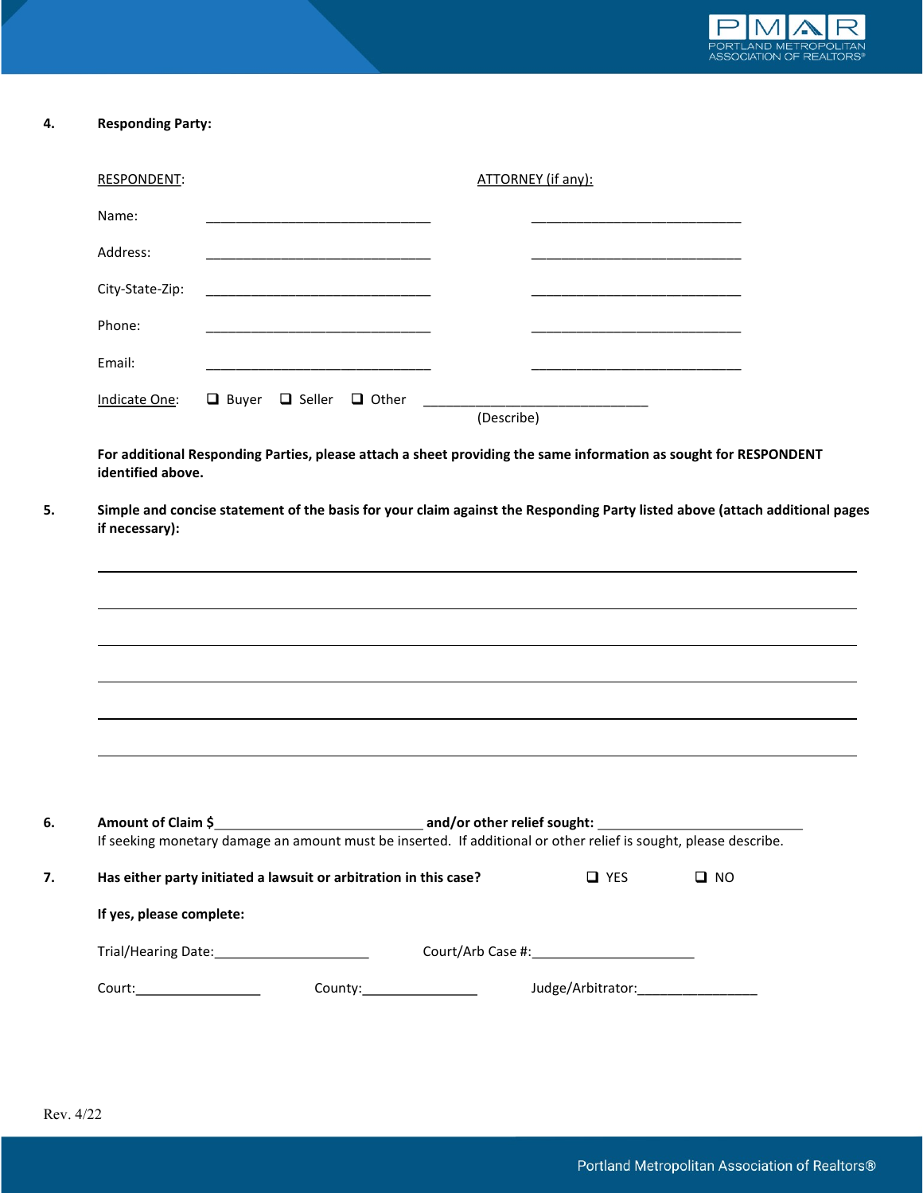**4. Responding Party:**

| RESPONDENT: | | ATTORNEY (if any): |
|---|---|---|
| Name: | _______________________________ | _____________________________ |
| Address: | _______________________________ | _____________________________ |
| City-State-Zip: | _______________________________ | _____________________________ |
| Phone: | _______________________________ | _____________________________ |
| Email: | _______________________________ | _____________________________ |

Indicate One: ❑ Buyer ❑ Seller ❑ Other _______________________________
(Describe)

**For additional Responding Parties, please attach a sheet providing the same information as sought for RESPONDENT identified above.**

**5. Simple and concise statement of the basis for your claim against the Responding Party listed above (attach additional pages if necessary):**

_______________________________________________________________________________

_______________________________________________________________________________

_______________________________________________________________________________

_______________________________________________________________________________

_______________________________________________________________________________

_______________________________________________________________________________

**6. Amount of Claim $**____________________________ **and/or other relief sought:** ____________________________
If seeking monetary damage an amount must be inserted. If additional or other relief is sought, please describe.

**7. Has either party initiated a lawsuit or arbitration in this case?** ❑ YES ❑ NO

**If yes, please complete:**

Trial/Hearing Date:_____________________ Court/Arb Case #:______________________

Court:_________________ County:________________ Judge/Arbitrator:________________

Rev. 4/22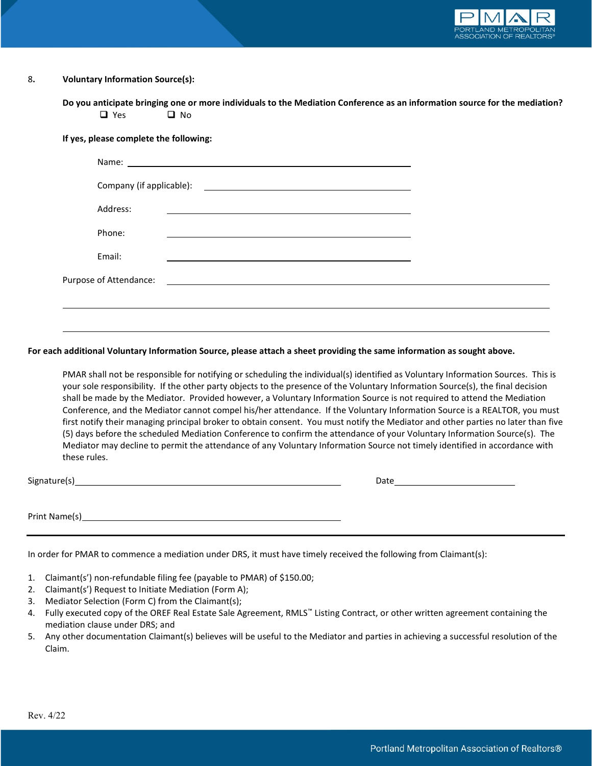8. **Voluntary Information Source(s):**

**Do you anticipate bringing one or more individuals to the Mediation Conference as an information source for the mediation?**

❑ Yes ❑ No

**If yes, please complete the following:**

Name: ____________________________________________

Company (if applicable): ______________________________

Address: __________________________________________

Phone: ___________________________________________

Email: ____________________________________________

Purpose of Attendance: ________________________________________________________________

________________________________________________________________________________

________________________________________________________________________________

**For each additional Voluntary Information Source, please attach a sheet providing the same information as sought above.**

PMAR shall not be responsible for notifying or scheduling the individual(s) identified as Voluntary Information Sources. This is your sole responsibility. If the other party objects to the presence of the Voluntary Information Source(s), the final decision shall be made by the Mediator. Provided however, a Voluntary Information Source is not required to attend the Mediation Conference, and the Mediator cannot compel his/her attendance. If the Voluntary Information Source is a REALTOR, you must first notify their managing principal broker to obtain consent. You must notify the Mediator and other parties no later than five (5) days before the scheduled Mediation Conference to confirm the attendance of your Voluntary Information Source(s). The Mediator may decline to permit the attendance of any Voluntary Information Source not timely identified in accordance with these rules.

Signature(s)__________________________________________________ Date_________________________

Print Name(s)_________________________________________________

---

In order for PMAR to commence a mediation under DRS, it must have timely received the following from Claimant(s):

1. Claimant(s') non-refundable filing fee (payable to PMAR) of $150.00;
2. Claimant(s') Request to Initiate Mediation (Form A);
3. Mediator Selection (Form C) from the Claimant(s);
4. Fully executed copy of the OREF Real Estate Sale Agreement, RMLS™ Listing Contract, or other written agreement containing the mediation clause under DRS; and
5. Any other documentation Claimant(s) believes will be useful to the Mediator and parties in achieving a successful resolution of the Claim.

Rev. 4/22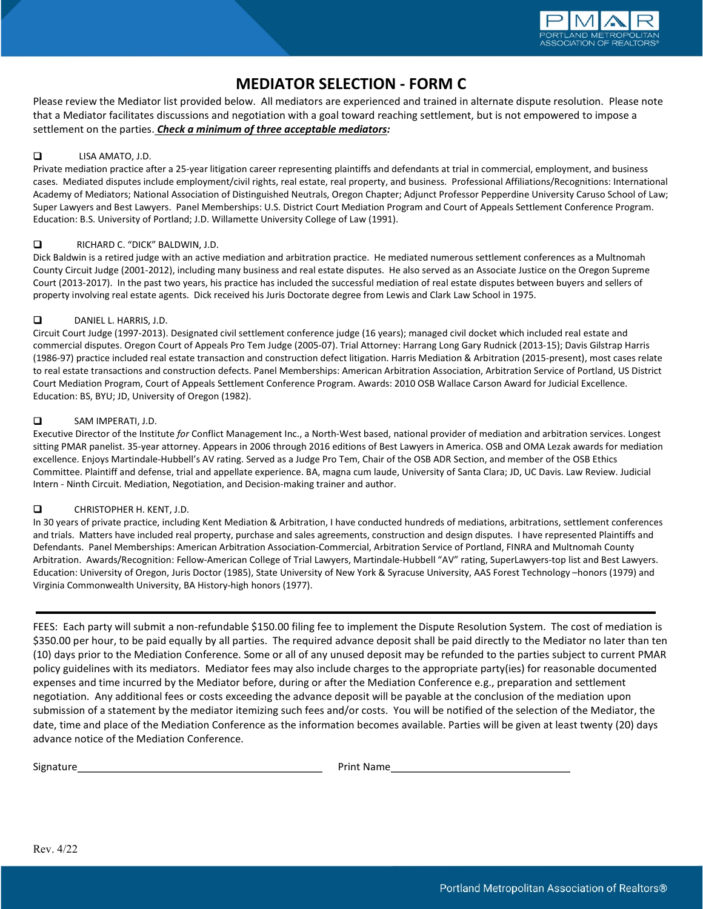# MEDIATOR SELECTION - FORM C

Please review the Mediator list provided below. All mediators are experienced and trained in alternate dispute resolution. Please note that a Mediator facilitates discussions and negotiation with a goal toward reaching settlement, but is not empowered to impose a settlement on the parties. ***Check a minimum of three acceptable mediators:***

❑ LISA AMATO, J.D.

Private mediation practice after a 25-year litigation career representing plaintiffs and defendants at trial in commercial, employment, and business cases. Mediated disputes include employment/civil rights, real estate, real property, and business. Professional Affiliations/Recognitions: International Academy of Mediators; National Association of Distinguished Neutrals, Oregon Chapter; Adjunct Professor Pepperdine University Caruso School of Law; Super Lawyers and Best Lawyers. Panel Memberships: U.S. District Court Mediation Program and Court of Appeals Settlement Conference Program. Education: B.S. University of Portland; J.D. Willamette University College of Law (1991).

❑ RICHARD C. "DICK" BALDWIN, J.D.

Dick Baldwin is a retired judge with an active mediation and arbitration practice. He mediated numerous settlement conferences as a Multnomah County Circuit Judge (2001-2012), including many business and real estate disputes. He also served as an Associate Justice on the Oregon Supreme Court (2013-2017). In the past two years, his practice has included the successful mediation of real estate disputes between buyers and sellers of property involving real estate agents. Dick received his Juris Doctorate degree from Lewis and Clark Law School in 1975.

❑ DANIEL L. HARRIS, J.D.

Circuit Court Judge (1997-2013). Designated civil settlement conference judge (16 years); managed civil docket which included real estate and commercial disputes. Oregon Court of Appeals Pro Tem Judge (2005-07). Trial Attorney: Harrang Long Gary Rudnick (2013-15); Davis Gilstrap Harris (1986-97) practice included real estate transaction and construction defect litigation. Harris Mediation & Arbitration (2015-present), most cases relate to real estate transactions and construction defects. Panel Memberships: American Arbitration Association, Arbitration Service of Portland, US District Court Mediation Program, Court of Appeals Settlement Conference Program. Awards: 2010 OSB Wallace Carson Award for Judicial Excellence. Education: BS, BYU; JD, University of Oregon (1982).

❑ SAM IMPERATI, J.D.

Executive Director of the Institute *for* Conflict Management Inc., a North-West based, national provider of mediation and arbitration services. Longest sitting PMAR panelist. 35-year attorney. Appears in 2006 through 2016 editions of Best Lawyers in America. OSB and OMA Lezak awards for mediation excellence. Enjoys Martindale-Hubbell's AV rating. Served as a Judge Pro Tem, Chair of the OSB ADR Section, and member of the OSB Ethics Committee. Plaintiff and defense, trial and appellate experience. BA, magna cum laude, University of Santa Clara; JD, UC Davis. Law Review. Judicial Intern - Ninth Circuit. Mediation, Negotiation, and Decision-making trainer and author.

❑ CHRISTOPHER H. KENT, J.D.

In 30 years of private practice, including Kent Mediation & Arbitration, I have conducted hundreds of mediations, arbitrations, settlement conferences and trials. Matters have included real property, purchase and sales agreements, construction and design disputes. I have represented Plaintiffs and Defendants. Panel Memberships: American Arbitration Association-Commercial, Arbitration Service of Portland, FINRA and Multnomah County Arbitration. Awards/Recognition: Fellow-American College of Trial Lawyers, Martindale-Hubbell "AV" rating, SuperLawyers-top list and Best Lawyers. Education: University of Oregon, Juris Doctor (1985), State University of New York & Syracuse University, AAS Forest Technology –honors (1979) and Virginia Commonwealth University, BA History-high honors (1977).

---

FEES: Each party will submit a non-refundable $150.00 filing fee to implement the Dispute Resolution System. The cost of mediation is $350.00 per hour, to be paid equally by all parties. The required advance deposit shall be paid directly to the Mediator no later than ten (10) days prior to the Mediation Conference. Some or all of any unused deposit may be refunded to the parties subject to current PMAR policy guidelines with its mediators. Mediator fees may also include charges to the appropriate party(ies) for reasonable documented expenses and time incurred by the Mediator before, during or after the Mediation Conference e.g., preparation and settlement negotiation. Any additional fees or costs exceeding the advance deposit will be payable at the conclusion of the mediation upon submission of a statement by the mediator itemizing such fees and/or costs. You will be notified of the selection of the Mediator, the date, time and place of the Mediation Conference as the information becomes available. Parties will be given at least twenty (20) days advance notice of the Mediation Conference.

Signature\_\_\_\_\_\_\_\_\_\_\_\_\_\_\_\_\_\_\_\_\_\_\_\_\_\_\_\_\_\_\_\_\_\_\_\_\_\_\_\_ Print Name\_\_\_\_\_\_\_\_\_\_\_\_\_\_\_\_\_\_\_\_\_\_\_\_\_\_\_\_\_\_\_\_

Rev. 4/22